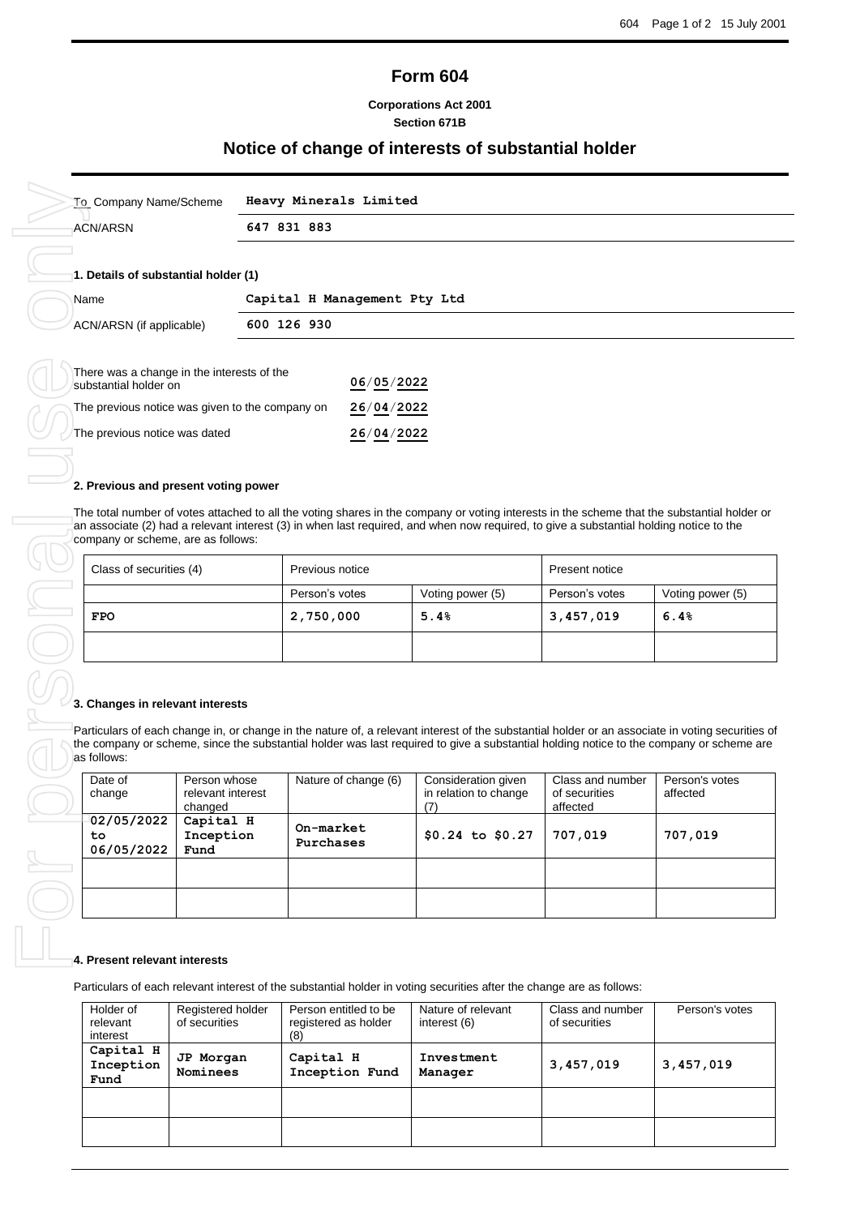# Form 604

**Corporations Act 2001**
**Section 671B**

## Notice of change of interests of substantial holder

| To Company Name/Scheme | **Heavy Minerals Limited** |
|---|---|
| ACN/ARSN | **647 831 883** |

### 1. Details of substantial holder (1)

| Name | **Capital H Management Pty Ltd** |
|---|---|
| ACN/ARSN (if applicable) | **600 126 930** |

| | |
|---|---|
| There was a change in the interests of the substantial holder on | **06/05/2022** |
| The previous notice was given to the company on | **26/04/2022** |
| The previous notice was dated | **26/04/2022** |

### 2. Previous and present voting power

The total number of votes attached to all the voting shares in the company or voting interests in the scheme that the substantial holder or an associate (2) had a relevant interest (3) in when last required, and when now required, to give a substantial holding notice to the company or scheme, are as follows:

| Class of securities (4) | Previous notice | | Present notice | |
|---|---|---|---|---|
| | Person's votes | Voting power (5) | Person's votes | Voting power (5) |
| **FPO** | **2,750,000** | **5.4%** | **3,457,019** | **6.4%** |
| | | | | |

### 3. Changes in relevant interests

Particulars of each change in, or change in the nature of, a relevant interest of the substantial holder or an associate in voting securities of the company or scheme, since the substantial holder was last required to give a substantial holding notice to the company or scheme are as follows:

| Date of change | Person whose relevant interest changed | Nature of change (6) | Consideration given in relation to change (7) | Class and number of securities affected | Person's votes affected |
|---|---|---|---|---|---|
| **02/05/2022 to 06/05/2022** | **Capital H Inception Fund** | **On-market Purchases** | **$0.24 to $0.27** | **707,019** | **707,019** |
| | | | | | |
| | | | | | |

### 4. Present relevant interests

Particulars of each relevant interest of the substantial holder in voting securities after the change are as follows:

| Holder of relevant interest | Registered holder of securities | Person entitled to be registered as holder (8) | Nature of relevant interest (6) | Class and number of securities | Person's votes |
|---|---|---|---|---|---|
| **Capital H Inception Fund** | **JP Morgan Nominees** | **Capital H Inception Fund** | **Investment Manager** | **3,457,019** | **3,457,019** |
| | | | | | |
| | | | | | |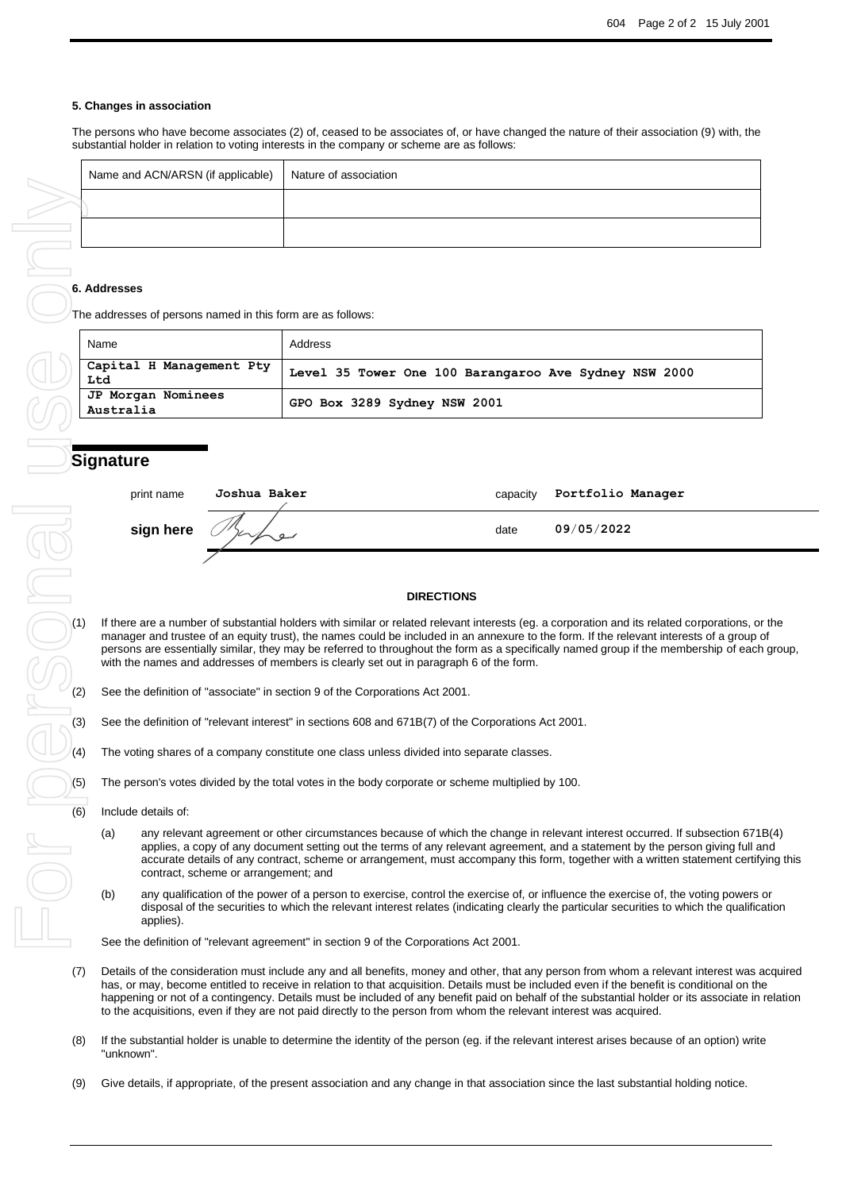### 5. Changes in association

The persons who have become associates (2) of, ceased to be associates of, or have changed the nature of their association (9) with, the substantial holder in relation to voting interests in the company or scheme are as follows:

| Name and ACN/ARSN (if applicable) | Nature of association |
|---|---|
| | |
| | |

### 6. Addresses

The addresses of persons named in this form are as follows:

| Name | Address |
|---|---|
| **Capital H Management Pty Ltd** | **Level 35 Tower One 100 Barangaroo Ave Sydney NSW 2000** |
| **JP Morgan Nominees Australia** | **GPO Box 3289 Sydney NSW 2001** |

## Signature

| | | | |
|---|---|---|---|
| print name | **Joshua Baker** | capacity | **Portfolio Manager** |
| **sign here** | | date | **09/05/2022** |

**DIRECTIONS**

(1) If there are a number of substantial holders with similar or related relevant interests (eg. a corporation and its related corporations, or the manager and trustee of an equity trust), the names could be included in an annexure to the form. If the relevant interests of a group of persons are essentially similar, they may be referred to throughout the form as a specifically named group if the membership of each group, with the names and addresses of members is clearly set out in paragraph 6 of the form.

(2) See the definition of "associate" in section 9 of the Corporations Act 2001.

(3) See the definition of "relevant interest" in sections 608 and 671B(7) of the Corporations Act 2001.

(4) The voting shares of a company constitute one class unless divided into separate classes.

(5) The person's votes divided by the total votes in the body corporate or scheme multiplied by 100.

(6) Include details of:

- (a) any relevant agreement or other circumstances because of which the change in relevant interest occurred. If subsection 671B(4) applies, a copy of any document setting out the terms of any relevant agreement, and a statement by the person giving full and accurate details of any contract, scheme or arrangement, must accompany this form, together with a written statement certifying this contract, scheme or arrangement; and
- (b) any qualification of the power of a person to exercise, control the exercise of, or influence the exercise of, the voting powers or disposal of the securities to which the relevant interest relates (indicating clearly the particular securities to which the qualification applies).

See the definition of "relevant agreement" in section 9 of the Corporations Act 2001.

(7) Details of the consideration must include any and all benefits, money and other, that any person from whom a relevant interest was acquired has, or may, become entitled to receive in relation to that acquisition. Details must be included even if the benefit is conditional on the happening or not of a contingency. Details must be included of any benefit paid on behalf of the substantial holder or its associate in relation to the acquisitions, even if they are not paid directly to the person from whom the relevant interest was acquired.

(8) If the substantial holder is unable to determine the identity of the person (eg. if the relevant interest arises because of an option) write "unknown".

(9) Give details, if appropriate, of the present association and any change in that association since the last substantial holding notice.